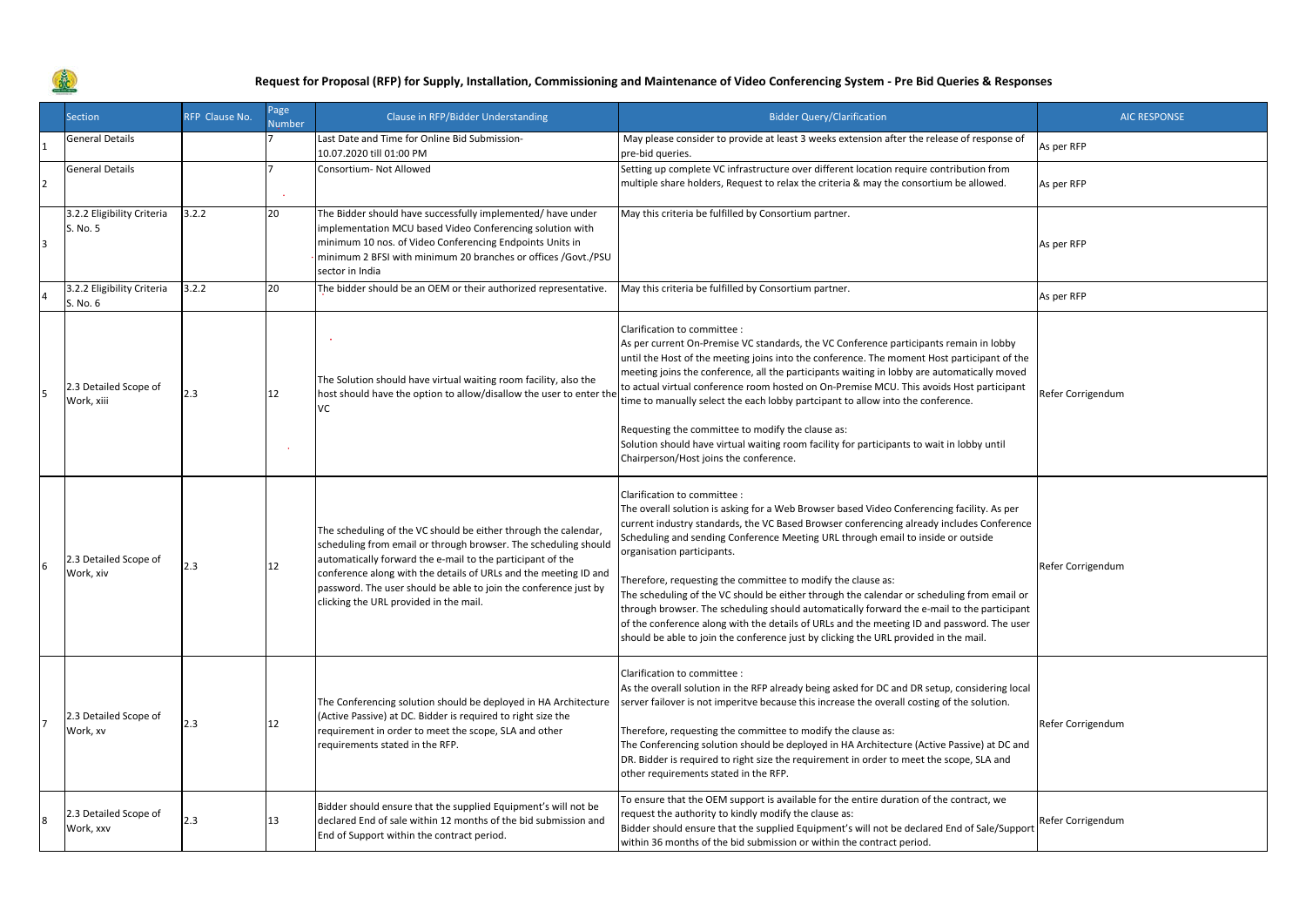# Request for Proposal (RFP) for Supply, Installation, Commissioning and Maintenance of Video Conferencing System - Pre Bid Queries & Responses

| | Section | RFP Clause No. | Page Number | Clause in RFP/Bidder Understanding | Bidder Query/Clarification | AIC RESPONSE |
|---|---|---|---|---|---|---|
| 1 | General Details | | 7 | Last Date and Time for Online Bid Submission- 10.07.2020 till 01:00 PM | May please consider to provide at least 3 weeks extension after the release of response of pre-bid queries. | As per RFP |
| 2 | General Details | | 7 | Consortium- Not Allowed | Setting up complete VC infrastructure over different location require contribution from multiple share holders, Request to relax the criteria & may the consortium be allowed. | As per RFP |
| 3 | 3.2.2 Eligibility Criteria S. No. 5 | 3.2.2 | 20 | The Bidder should have successfully implemented/ have under implementation MCU based Video Conferencing solution with minimum 10 nos. of Video Conferencing Endpoints Units in minimum 2 BFSI with minimum 20 branches or offices /Govt./PSU sector in India | May this criteria be fulfilled by Consortium partner. | As per RFP |
| 4 | 3.2.2 Eligibility Criteria S. No. 6 | 3.2.2 | 20 | The bidder should be an OEM or their authorized representative. | May this criteria be fulfilled by Consortium partner. | As per RFP |
| 5 | 2.3 Detailed Scope of Work, xiii | 2.3 | 12 | The Solution should have virtual waiting room facility, also the host should have the option to allow/disallow the user to enter the VC | Clarification to committee :<br>As per current On-Premise VC standards, the VC Conference participants remain in lobby until the Host of the meeting joins into the conference. The moment Host participant of the meeting joins the conference, all the participants waiting in lobby are automatically moved to actual virtual conference room hosted on On-Premise MCU. This avoids Host participant time to manually select the each lobby partcipant to allow into the conference.<br><br>Requesting the committee to modify the clause as:<br>Solution should have virtual waiting room facility for participants to wait in lobby until Chairperson/Host joins the conference. | Refer Corrigendum |
| 6 | 2.3 Detailed Scope of Work, xiv | 2.3 | 12 | The scheduling of the VC should be either through the calendar, scheduling from email or through browser. The scheduling should automatically forward the e-mail to the participant of the conference along with the details of URLs and the meeting ID and password. The user should be able to join the conference just by clicking the URL provided in the mail. | Clarification to committee :<br>The overall solution is asking for a Web Browser based Video Conferencing facility. As per current industry standards, the VC Based Browser conferencing already includes Conference Scheduling and sending Conference Meeting URL through email to inside or outside organisation participants.<br><br>Therefore, requesting the committee to modify the clause as:<br>The scheduling of the VC should be either through the calendar or scheduling from email or through browser. The scheduling should automatically forward the e-mail to the participant of the conference along with the details of URLs and the meeting ID and password. The user should be able to join the conference just by clicking the URL provided in the mail. | Refer Corrigendum |
| 7 | 2.3 Detailed Scope of Work, xv | 2.3 | 12 | The Conferencing solution should be deployed in HA Architecture (Active Passive) at DC. Bidder is required to right size the requirement in order to meet the scope, SLA and other requirements stated in the RFP. | Clarification to committee :<br>As the overall solution in the RFP already being asked for DC and DR setup, considering local server failover is not imperitve because this increase the overall costing of the solution.<br><br>Therefore, requesting the committee to modify the clause as:<br>The Conferencing solution should be deployed in HA Architecture (Active Passive) at DC and DR. Bidder is required to right size the requirement in order to meet the scope, SLA and other requirements stated in the RFP. | Refer Corrigendum |
| 8 | 2.3 Detailed Scope of Work, xxv | 2.3 | 13 | Bidder should ensure that the supplied Equipment's will not be declared End of sale within 12 months of the bid submission and End of Support within the contract period. | To ensure that the OEM support is available for the entire duration of the contract, we request the authority to kindly modify the clause as:<br>Bidder should ensure that the supplied Equipment's will not be declared End of Sale/Support within 36 months of the bid submission or within the contract period. | Refer Corrigendum |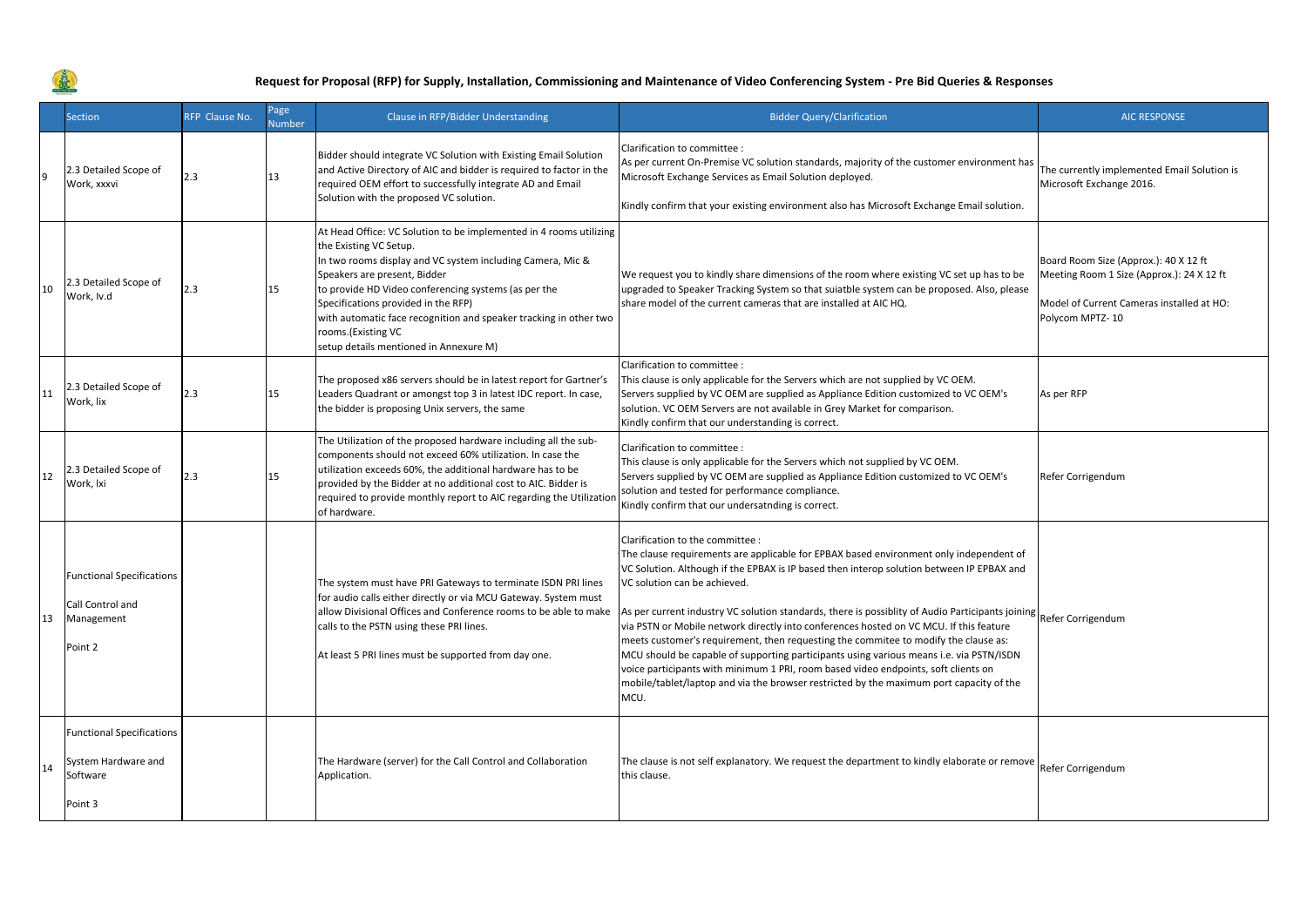# Request for Proposal (RFP) for Supply, Installation, Commissioning and Maintenance of Video Conferencing System - Pre Bid Queries & Responses

| | Section | RFP Clause No. | Page Number | Clause in RFP/Bidder Understanding | Bidder Query/Clarification | AIC RESPONSE |
|---|---|---|---|---|---|---|
| 9 | 2.3 Detailed Scope of Work, xxxvi | 2.3 | 13 | Bidder should integrate VC Solution with Existing Email Solution and Active Directory of AIC and bidder is required to factor in the required OEM effort to successfully integrate AD and Email Solution with the proposed VC solution. | Clarification to committee :<br>As per current On-Premise VC solution standards, majority of the customer environment has Microsoft Exchange Services as Email Solution deployed.<br><br>Kindly confirm that your existing environment also has Microsoft Exchange Email solution. | The currently implemented Email Solution is Microsoft Exchange 2016. |
| 10 | 2.3 Detailed Scope of Work, Iv.d | 2.3 | 15 | At Head Office: VC Solution to be implemented in 4 rooms utilizing the Existing VC Setup.<br>In two rooms display and VC system including Camera, Mic & Speakers are present, Bidder<br>to provide HD Video conferencing systems (as per the Specifications provided in the RFP)<br>with automatic face recognition and speaker tracking in other two rooms.(Existing VC<br>setup details mentioned in Annexure M) | We request you to kindly share dimensions of the room where existing VC set up has to be upgraded to Speaker Tracking System so that suiatble system can be proposed. Also, please share model of the current cameras that are installed at AIC HQ. | Board Room Size (Approx.): 40 X 12 ft<br>Meeting Room 1 Size (Approx.): 24 X 12 ft<br><br>Model of Current Cameras installed at HO: Polycom MPTZ- 10 |
| 11 | 2.3 Detailed Scope of Work, lix | 2.3 | 15 | The proposed x86 servers should be in latest report for Gartner's Leaders Quadrant or amongst top 3 in latest IDC report. In case, the bidder is proposing Unix servers, the same | Clarification to committee :<br>This clause is only applicable for the Servers which are not supplied by VC OEM.<br>Servers supplied by VC OEM are supplied as Appliance Edition customized to VC OEM's solution. VC OEM Servers are not available in Grey Market for comparison.<br>Kindly confirm that our understanding is correct. | As per RFP |
| 12 | 2.3 Detailed Scope of Work, lxi | 2.3 | 15 | The Utilization of the proposed hardware including all the sub-components should not exceed 60% utilization. In case the utilization exceeds 60%, the additional hardware has to be provided by the Bidder at no additional cost to AIC. Bidder is required to provide monthly report to AIC regarding the Utilization of hardware. | Clarification to committee :<br>This clause is only applicable for the Servers which not supplied by VC OEM.<br>Servers supplied by VC OEM are supplied as Appliance Edition customized to VC OEM's solution and tested for performance compliance.<br>Kindly confirm that our undersatnding is correct. | Refer Corrigendum |
| 13 | Functional Specifications<br><br>Call Control and Management<br><br>Point 2 | | | The system must have PRI Gateways to terminate ISDN PRI lines for audio calls either directly or via MCU Gateway. System must allow Divisional Offices and Conference rooms to be able to make calls to the PSTN using these PRI lines.<br><br>At least 5 PRI lines must be supported from day one. | Clarification to the committee :<br>The clause requirements are applicable for EPBAX based environment only independent of VC Solution. Although if the EPBAX is IP based then interop solution between IP EPBAX and VC solution can be achieved.<br><br>As per current industry VC solution standards, there is possiblity of Audio Participants joining via PSTN or Mobile network directly into conferences hosted on VC MCU. If this feature meets customer's requirement, then requesting the commitee to modify the clause as:<br>MCU should be capable of supporting participants using various means i.e. via PSTN/ISDN voice participants with minimum 1 PRI, room based video endpoints, soft clients on mobile/tablet/laptop and via the browser restricted by the maximum port capacity of the MCU. | Refer Corrigendum |
| 14 | Functional Specifications<br><br>System Hardware and Software<br><br>Point 3 | | | The Hardware (server) for the Call Control and Collaboration Application. | The clause is not self explanatory. We request the department to kindly elaborate or remove this clause. | Refer Corrigendum |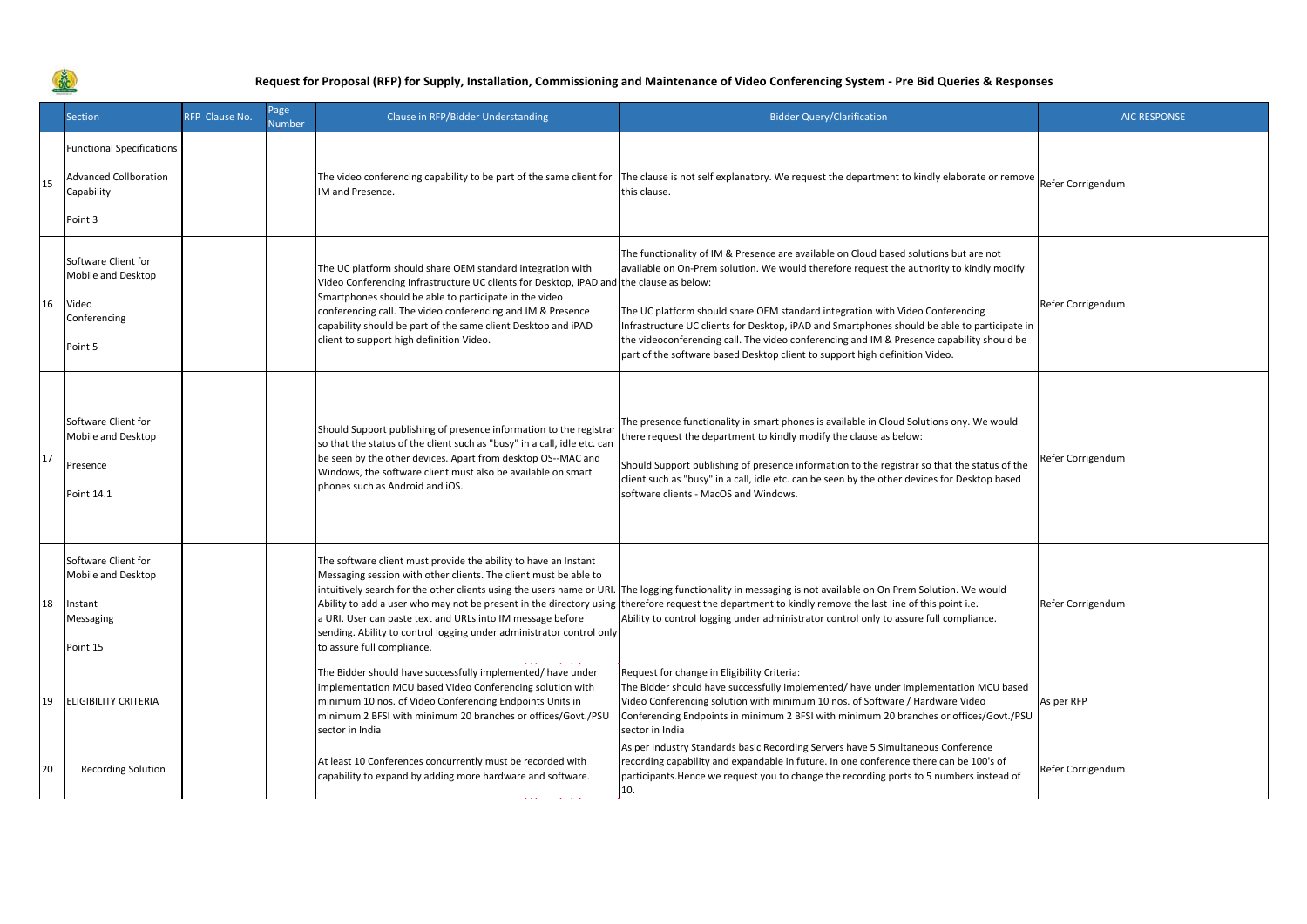# Request for Proposal (RFP) for Supply, Installation, Commissioning and Maintenance of Video Conferencing System - Pre Bid Queries & Responses

| | Section | RFP Clause No. | Page Number | Clause in RFP/Bidder Understanding | Bidder Query/Clarification | AIC RESPONSE |
|---|---|---|---|---|---|---|
| 15 | Functional Specifications<br><br>Advanced Collboration Capability<br><br>Point 3 | | | The video conferencing capability to be part of the same client for IM and Presence. | The clause is not self explanatory. We request the department to kindly elaborate or remove this clause. | Refer Corrigendum |
| 16 | Software Client for Mobile and Desktop<br><br>Video Conferencing<br><br>Point 5 | | | The UC platform should share OEM standard integration with Video Conferencing Infrastructure UC clients for Desktop, iPAD and Smartphones should be able to participate in the video conferencing call. The video conferencing and IM & Presence capability should be part of the same client Desktop and iPAD client to support high definition Video. | The functionality of IM & Presence are available on Cloud based solutions but are not available on On-Prem solution. We would therefore request the authority to kindly modify the clause as below:<br><br>The UC platform should share OEM standard integration with Video Conferencing Infrastructure UC clients for Desktop, iPAD and Smartphones should be able to participate in the videoconferencing call. The video conferencing and IM & Presence capability should be part of the software based Desktop client to support high definition Video. | Refer Corrigendum |
| 17 | Software Client for Mobile and Desktop<br><br>Presence<br><br>Point 14.1 | | | Should Support publishing of presence information to the registrar so that the status of the client such as "busy" in a call, idle etc. can be seen by the other devices. Apart from desktop OS--MAC and Windows, the software client must also be available on smart phones such as Android and iOS. | The presence functionality in smart phones is available in Cloud Solutions ony. We would there request the department to kindly modify the clause as below:<br><br>Should Support publishing of presence information to the registrar so that the status of the client such as "busy" in a call, idle etc. can be seen by the other devices for Desktop based software clients - MacOS and Windows. | Refer Corrigendum |
| 18 | Software Client for Mobile and Desktop<br><br>Instant Messaging<br><br>Point 15 | | | The software client must provide the ability to have an Instant Messaging session with other clients. The client must be able to intuitively search for the other clients using the users name or URI. Ability to add a user who may not be present in the directory using a URI. User can paste text and URLs into IM message before sending. Ability to control logging under administrator control only to assure full compliance. | The logging functionality in messaging is not available on On Prem Solution. We would therefore request the department to kindly remove the last line of this point i.e.<br>Ability to control logging under administrator control only to assure full compliance. | Refer Corrigendum |
| 19 | ELIGIBILITY CRITERIA | | | The Bidder should have successfully implemented/ have under implementation MCU based Video Conferencing solution with minimum 10 nos. of Video Conferencing Endpoints Units in minimum 2 BFSI with minimum 20 branches or offices/Govt./PSU sector in India | Request for change in Eligibility Criteria:<br>The Bidder should have successfully implemented/ have under implementation MCU based Video Conferencing solution with minimum 10 nos. of Software / Hardware Video Conferencing Endpoints in minimum 2 BFSI with minimum 20 branches or offices/Govt./PSU sector in India | As per RFP |
| 20 | Recording Solution | | | At least 10 Conferences concurrently must be recorded with capability to expand by adding more hardware and software. | As per Industry Standards basic Recording Servers have 5 Simultaneous Conference recording capability and expandable in future. In one conference there can be 100's of participants.Hence we request you to change the recording ports to 5 numbers instead of 10. | Refer Corrigendum |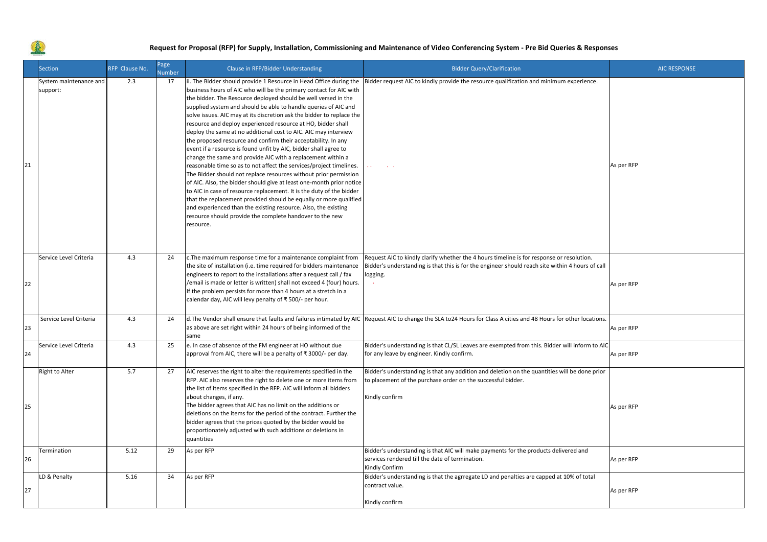## Request for Proposal (RFP) for Supply, Installation, Commissioning and Maintenance of Video Conferencing System - Pre Bid Queries & Responses

| | Section | RFP Clause No. | Page Number | Clause in RFP/Bidder Understanding | Bidder Query/Clarification | AIC RESPONSE |
|---|---|---|---|---|---|---|
| 21 | System maintenance and support: | 2.3 | 17 | ii. The Bidder should provide 1 Resource in Head Office during the business hours of AIC who will be the primary contact for AIC with the bidder. The Resource deployed should be well versed in the supplied system and should be able to handle queries of AIC and solve issues. AIC may at its discretion ask the bidder to replace the resource and deploy experienced resource at HO, bidder shall deploy the same at no additional cost to AIC. AIC may interview the proposed resource and confirm their acceptability. In any event if a resource is found unfit by AIC, bidder shall agree to change the same and provide AIC with a replacement within a reasonable time so as to not affect the services/project timelines. The Bidder should not replace resources without prior permission of AIC. Also, the bidder should give at least one-month prior notice to AIC in case of resource replacement. It is the duty of the bidder that the replacement provided should be equally or more qualified and experienced than the existing resource. Also, the existing resource should provide the complete handover to the new resource. | Bidder request AIC to kindly provide the resource qualification and minimum experience. | As per RFP |
| 22 | Service Level Criteria | 4.3 | 24 | c.The maximum response time for a maintenance complaint from the site of installation (i.e. time required for bidders maintenance engineers to report to the installations after a request call / fax /email is made or letter is written) shall not exceed 4 (four) hours. If the problem persists for more than 4 hours at a stretch in a calendar day, AIC will levy penalty of ₹ 500/- per hour. | Request AIC to kindly clarify whether the 4 hours timeline is for response or resolution. Bidder's understanding is that this is for the engineer should reach site within 4 hours of call logging. | As per RFP |
| 23 | Service Level Criteria | 4.3 | 24 | d.The Vendor shall ensure that faults and failures intimated by AIC as above are set right within 24 hours of being informed of the same | Request AIC to change the SLA to24 Hours for Class A cities and 48 Hours for other locations. | As per RFP |
| 24 | Service Level Criteria | 4.3 | 25 | e. In case of absence of the FM engineer at HO without due approval from AIC, there will be a penalty of ₹ 3000/- per day. | Bidder's understanding is that CL/SL Leaves are exempted from this. Bidder will inform to AIC for any leave by engineer. Kindly confirm. | As per RFP |
| 25 | Right to Alter | 5.7 | 27 | AIC reserves the right to alter the requirements specified in the RFP. AIC also reserves the right to delete one or more items from the list of items specified in the RFP. AIC will inform all bidders about changes, if any.<br>The bidder agrees that AIC has no limit on the additions or deletions on the items for the period of the contract. Further the bidder agrees that the prices quoted by the bidder would be proportionately adjusted with such additions or deletions in quantities | Bidder's understanding is that any addition and deletion on the quantities will be done prior to placement of the purchase order on the successful bidder.<br><br>Kindly confirm | As per RFP |
| 26 | Termination | 5.12 | 29 | As per RFP | Bidder's understanding is that AIC will make payments for the products delivered and services rendered till the date of termination.<br>Kindly Confirm | As per RFP |
| 27 | LD & Penalty | 5.16 | 34 | As per RFP | Bidder's understanding is that the agrregate LD and penalties are capped at 10% of total contract value.<br><br>Kindly confirm | As per RFP |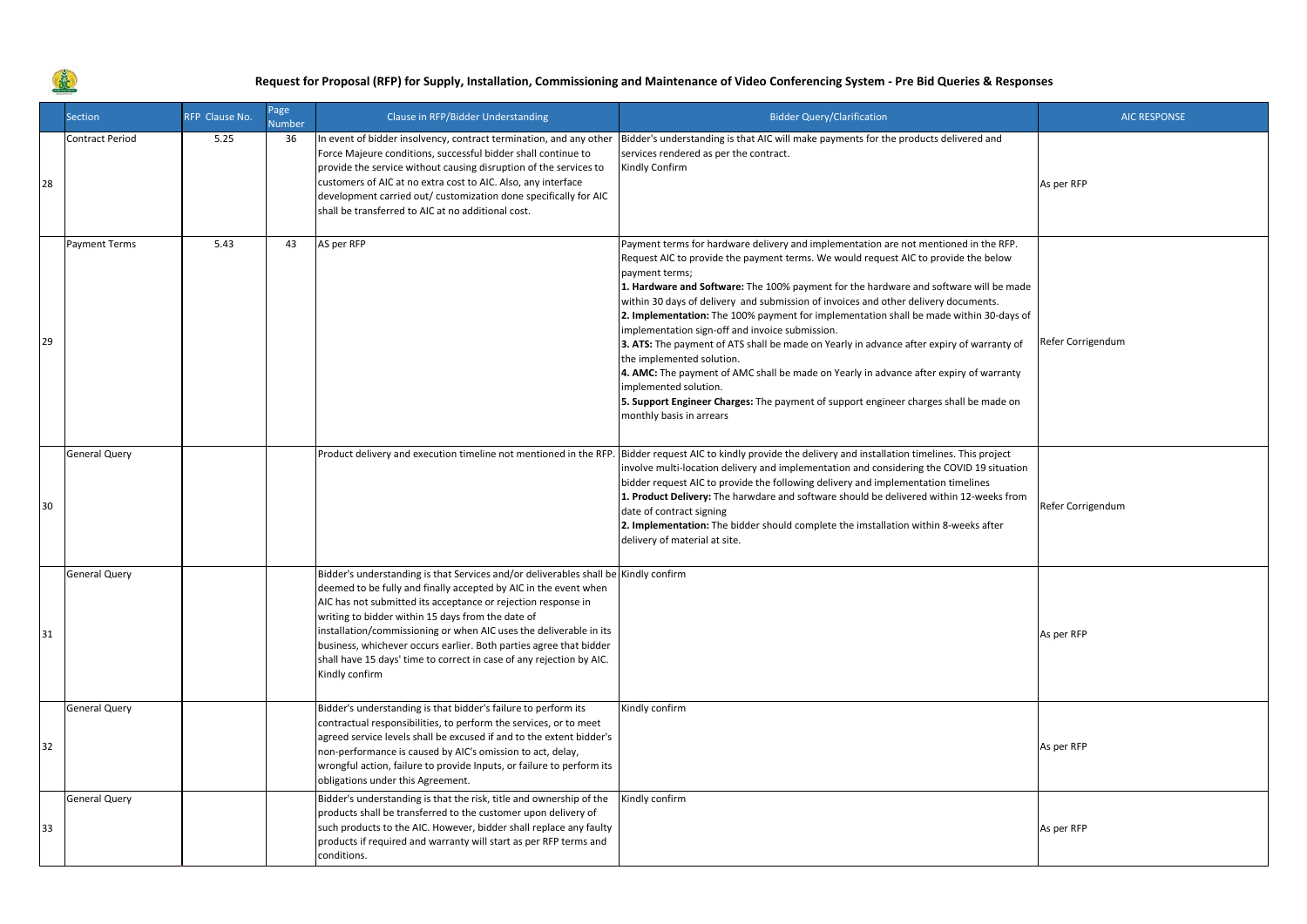# Request for Proposal (RFP) for Supply, Installation, Commissioning and Maintenance of Video Conferencing System - Pre Bid Queries & Responses

| | Section | RFP Clause No. | Page Number | Clause in RFP/Bidder Understanding | Bidder Query/Clarification | AIC RESPONSE |
|---|---|---|---|---|---|---|
| 28 | Contract Period | 5.25 | 36 | In event of bidder insolvency, contract termination, and any other Force Majeure conditions, successful bidder shall continue to provide the service without causing disruption of the services to customers of AIC at no extra cost to AIC. Also, any interface development carried out/ customization done specifically for AIC shall be transferred to AIC at no additional cost. | Bidder's understanding is that AIC will make payments for the products delivered and services rendered as per the contract.<br>Kindly Confirm | As per RFP |
| 29 | Payment Terms | 5.43 | 43 | AS per RFP | Payment terms for hardware delivery and implementation are not mentioned in the RFP. Request AIC to provide the payment terms. We would request AIC to provide the below payment terms;<br>**1. Hardware and Software:** The 100% payment for the hardware and software will be made within 30 days of delivery and submission of invoices and other delivery documents.<br>**2. Implementation:** The 100% payment for implementation shall be made within 30-days of implementation sign-off and invoice submission.<br>**3. ATS:** The payment of ATS shall be made on Yearly in advance after expiry of warranty of the implemented solution.<br>**4. AMC:** The payment of AMC shall be made on Yearly in advance after expiry of warranty implemented solution.<br>**5. Support Engineer Charges:** The payment of support engineer charges shall be made on monthly basis in arrears | Refer Corrigendum |
| 30 | General Query | | | Product delivery and execution timeline not mentioned in the RFP. | Bidder request AIC to kindly provide the delivery and installation timelines. This project involve multi-location delivery and implementation and considering the COVID 19 situation bidder request AIC to provide the following delivery and implementation timelines<br>**1. Product Delivery:** The harwdare and software should be delivered within 12-weeks from date of contract signing<br>**2. Implementation:** The bidder should complete the imstallation within 8-weeks after delivery of material at site. | Refer Corrigendum |
| 31 | General Query | | | Bidder's understanding is that Services and/or deliverables shall be deemed to be fully and finally accepted by AIC in the event when AIC has not submitted its acceptance or rejection response in writing to bidder within 15 days from the date of installation/commissioning or when AIC uses the deliverable in its business, whichever occurs earlier. Both parties agree that bidder shall have 15 days' time to correct in case of any rejection by AIC. Kindly confirm | Kindly confirm | As per RFP |
| 32 | General Query | | | Bidder's understanding is that bidder's failure to perform its contractual responsibilities, to perform the services, or to meet agreed service levels shall be excused if and to the extent bidder's non-performance is caused by AIC's omission to act, delay, wrongful action, failure to provide Inputs, or failure to perform its obligations under this Agreement. | Kindly confirm | As per RFP |
| 33 | General Query | | | Bidder's understanding is that the risk, title and ownership of the products shall be transferred to the customer upon delivery of such products to the AIC. However, bidder shall replace any faulty products if required and warranty will start as per RFP terms and conditions. | Kindly confirm | As per RFP |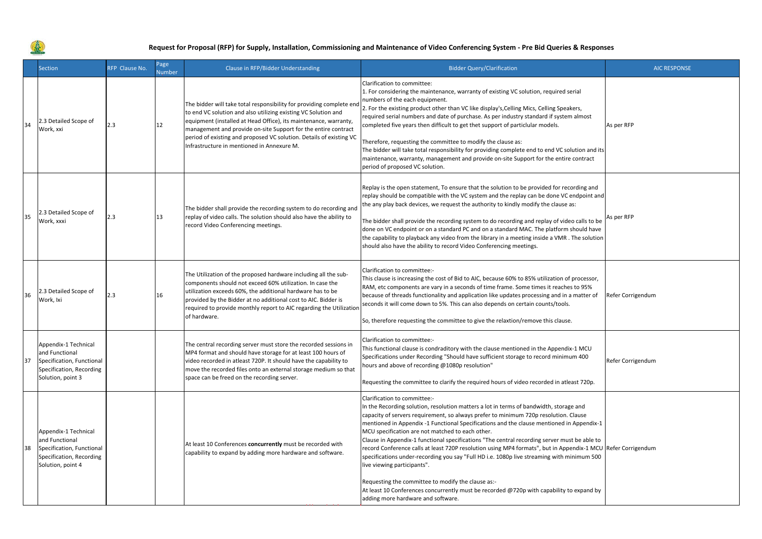# Request for Proposal (RFP) for Supply, Installation, Commissioning and Maintenance of Video Conferencing System - Pre Bid Queries & Responses

| | Section | RFP Clause No. | Page Number | Clause in RFP/Bidder Understanding | Bidder Query/Clarification | AIC RESPONSE |
|---|---|---|---|---|---|---|
| 34 | 2.3 Detailed Scope of Work, xxi | 2.3 | 12 | The bidder will take total responsibility for providing complete end to end VC solution and also utilizing existing VC Solution and equipment (installed at Head Office), its maintenance, warranty, management and provide on-site Support for the entire contract period of existing and proposed VC solution. Details of existing VC Infrastructure in mentioned in Annexure M. | Clarification to committee:<br>1. For considering the maintenance, warranty of existing VC solution, required serial numbers of the each equipment.<br>2. For the existing product other than VC like display's,Celling Mics, Celling Speakers, required serial numbers and date of purchase. As per industry standard if system almost completed five years then difficult to get thet support of particlular models.<br><br>Therefore, requesting the committee to modify the clause as:<br>The bidder will take total responsibility for providing complete end to end VC solution and its maintenance, warranty, management and provide on-site Support for the entire contract period of proposed VC solution. | As per RFP |
| 35 | 2.3 Detailed Scope of Work, xxxi | 2.3 | 13 | The bidder shall provide the recording system to do recording and replay of video calls. The solution should also have the ability to record Video Conferencing meetings. | Replay is the open statement, To ensure that the solution to be provided for recording and replay should be compatible with the VC system and the replay can be done VC endpoint and the any play back devices, we request the authority to kindly modify the clause as:<br><br>The bidder shall provide the recording system to do recording and replay of video calls to be done on VC endpoint or on a standard PC and on a standard MAC. The platform should have the capability to playback any video from the library in a meeting inside a VMR . The solution should also have the ability to record Video Conferencing meetings. | As per RFP |
| 36 | 2.3 Detailed Scope of Work, lxi | 2.3 | 16 | The Utilization of the proposed hardware including all the sub-components should not exceed 60% utilization. In case the utilization exceeds 60%, the additional hardware has to be provided by the Bidder at no additional cost to AIC. Bidder is required to provide monthly report to AIC regarding the Utilization of hardware. | Clarification to committee:-<br>This clause is increasing the cost of Bid to AIC, because 60% to 85% utilization of processor, RAM, etc components are vary in a seconds of time frame. Some times it reaches to 95% because of threads functionality and application like updates processing and in a matter of seconds it will come down to 5%. This can also depends on certain counts/tools.<br><br>So, therefore requesting the committee to give the relaxtion/remove this clause. | Refer Corrigendum |
| 37 | Appendix-1 Technical and Functional Specification, Functional Specification, Recording Solution, point 3 | | | The central recording server must store the recorded sessions in MP4 format and should have storage for at least 100 hours of video recorded in atleast 720P. It should have the capability to move the recorded files onto an external storage medium so that space can be freed on the recording server. | Clarification to committee:-<br>This functional clause is condraditory with the clause mentioned in the Appendix-1 MCU Specifications under Recording "Should have sufficient storage to record minimum 400 hours and above of recording @1080p resolution"<br><br>Requesting the committee to clarify the required hours of video recorded in atleast 720p. | Refer Corrigendum |
| 38 | Appendix-1 Technical and Functional Specification, Functional Specification, Recording Solution, point 4 | | | At least 10 Conferences **concurrently** must be recorded with capability to expand by adding more hardware and software. | Clarification to committee:-<br>In the Recording solution, resolution matters a lot in terms of bandwidth, storage and capacity of servers requirement, so always prefer to minimum 720p resolution. Clause mentioned in Appendix -1 Functional Specifications and the clause mentioned in Appendix-1 MCU specification are not matched to each other.<br>Clause in Appendix-1 functional specifications "The central recording server must be able to record Conference calls at least 720P resolution using MP4 formats", but in Appendix-1 MCU specifications under-recording you say "Full HD i.e. 1080p live streaming with minimum 500 live viewing participants".<br><br>Requesting the committee to modify the clause as:-<br>At least 10 Conferences concurrently must be recorded @720p with capability to expand by adding more hardware and software. | Refer Corrigendum |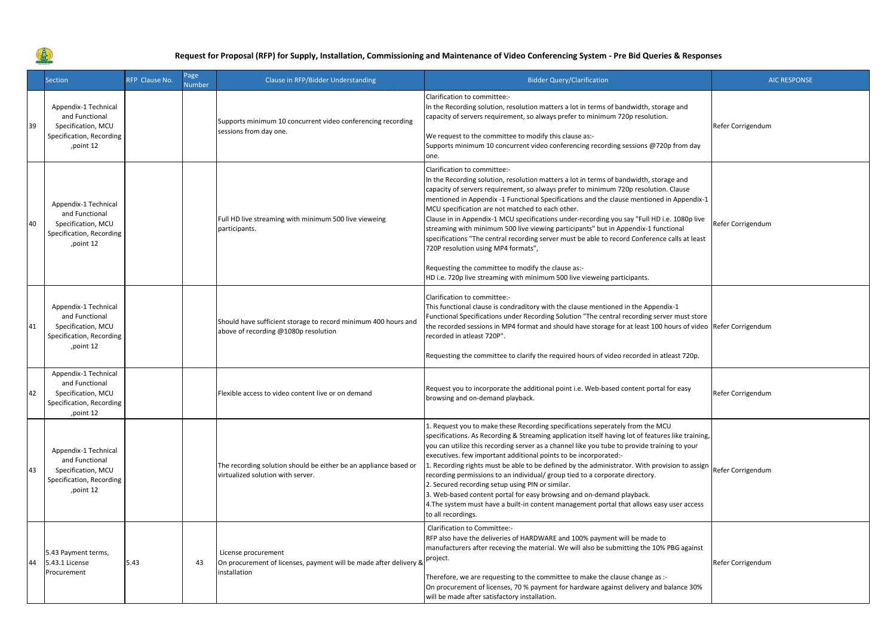# Request for Proposal (RFP) for Supply, Installation, Commissioning and Maintenance of Video Conferencing System - Pre Bid Queries & Responses

| | Section | RFP Clause No. | Page Number | Clause in RFP/Bidder Understanding | Bidder Query/Clarification | AIC RESPONSE |
|---|---|---|---|---|---|---|
| 39 | Appendix-1 Technical and Functional Specification, MCU Specification, Recording ,point 12 | | | Supports minimum 10 concurrent video conferencing recording sessions from day one. | Clarification to committee:-<br>In the Recording solution, resolution matters a lot in terms of bandwidth, storage and capacity of servers requirement, so always prefer to minimum 720p resolution.<br><br>We request to the committee to modify this clause as:-<br>Supports minimum 10 concurrent video conferencing recording sessions @720p from day one. | Refer Corrigendum |
| 40 | Appendix-1 Technical and Functional Specification, MCU Specification, Recording ,point 12 | | | Full HD live streaming with minimum 500 live vieweing participants. | Clarification to committee:-<br>In the Recording solution, resolution matters a lot in terms of bandwidth, storage and capacity of servers requirement, so always prefer to minimum 720p resolution. Clause mentioned in Appendix -1 Functional Specifications and the clause mentioned in Appendix-1 MCU specification are not matched to each other.<br>Clause in in Appendix-1 MCU specifications under-recording you say "Full HD i.e. 1080p live streaming with minimum 500 live viewing participants" but in Appendix-1 functional specifications "The central recording server must be able to record Conference calls at least 720P resolution using MP4 formats",<br><br>Requesting the committee to modify the clause as:-<br>HD i.e. 720p live streaming with minimum 500 live vieweing participants. | Refer Corrigendum |
| 41 | Appendix-1 Technical and Functional Specification, MCU Specification, Recording ,point 12 | | | Should have sufficient storage to record minimum 400 hours and above of recording @1080p resolution | Clarification to committee:-<br>This functional clause is condraditory with the clause mentioned in the Appendix-1 Functional Specifications under Recording Solution "The central recording server must store the recorded sessions in MP4 format and should have storage for at least 100 hours of video recorded in atleast 720P".<br><br>Requesting the committee to clarify the required hours of video recorded in atleast 720p. | Refer Corrigendum |
| 42 | Appendix-1 Technical and Functional Specification, MCU Specification, Recording ,point 12 | | | Flexible access to video content live or on demand | Request you to incorporate the additional point i.e. Web-based content portal for easy browsing and on-demand playback. | Refer Corrigendum |
| 43 | Appendix-1 Technical and Functional Specification, MCU Specification, Recording ,point 12 | | | The recording solution should be either be an appliance based or virtualized solution with server. | 1. Request you to make these Recording specifications seperately from the MCU specifications. As Recording & Streaming application itself having lot of features like training, you can utilize this recording server as a channel like you tube to provide training to your executives. few important additional points to be incorporated:-<br>1. Recording rights must be able to be defined by the administrator. With provision to assign recording permissions to an individual/ group tied to a corporate directory.<br>2. Secured recording setup using PIN or similar.<br>3. Web-based content portal for easy browsing and on-demand playback.<br>4.The system must have a built-in content management portal that allows easy user access to all recordings. | Refer Corrigendum |
| 44 | 5.43 Payment terms, 5.43.1 License Procurement | 5.43 | 43 | License procurement<br>On procurement of licenses, payment will be made after delivery & installation | Clarification to Committee:-<br>RFP also have the deliveries of HARDWARE and 100% payment will be made to manufacturers after receving the material. We will also be submitting the 10% PBG against project.<br><br>Therefore, we are requesting to the committee to make the clause change as :-<br>On procurement of licenses, 70 % payment for hardware against delivery and balance 30% will be made after satisfactory installation. | Refer Corrigendum |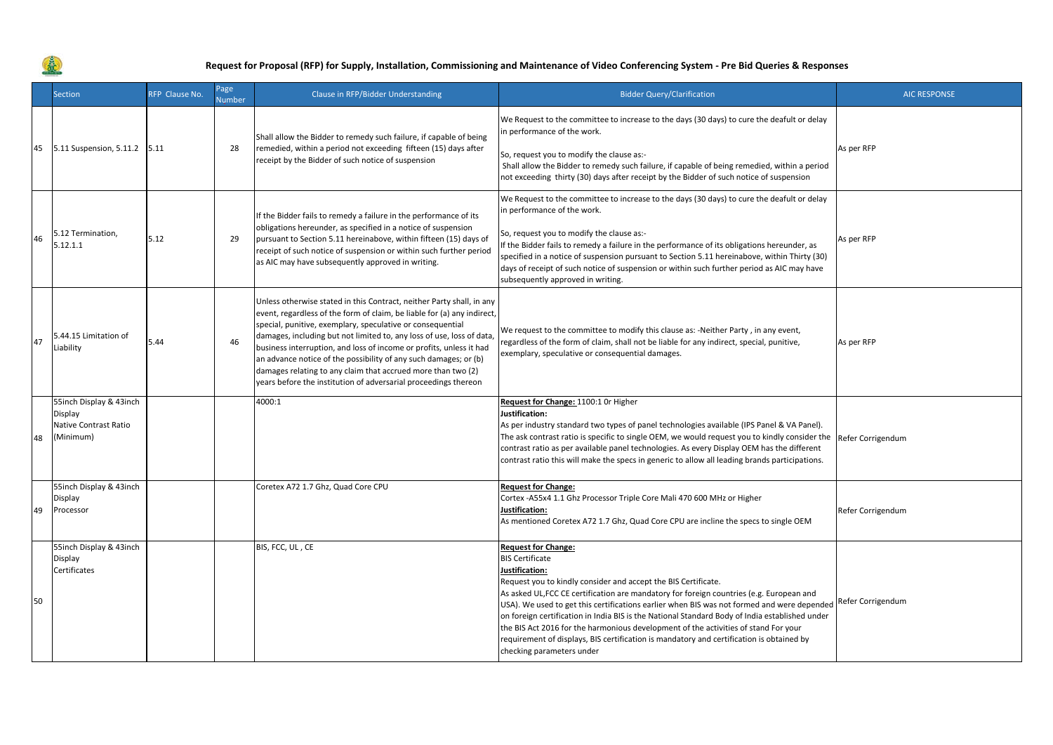# Request for Proposal (RFP) for Supply, Installation, Commissioning and Maintenance of Video Conferencing System - Pre Bid Queries & Responses

| | Section | RFP Clause No. | Page Number | Clause in RFP/Bidder Understanding | Bidder Query/Clarification | AIC RESPONSE |
|---|---|---|---|---|---|---|
| 45 | 5.11 Suspension, 5.11.2 | 5.11 | 28 | Shall allow the Bidder to remedy such failure, if capable of being remedied, within a period not exceeding fifteen (15) days after receipt by the Bidder of such notice of suspension | We Request to the committee to increase to the days (30 days) to cure the deafult or delay in performance of the work.<br><br>So, request you to modify the clause as:-<br>Shall allow the Bidder to remedy such failure, if capable of being remedied, within a period not exceeding thirty (30) days after receipt by the Bidder of such notice of suspension | As per RFP |
| 46 | 5.12 Termination, 5.12.1.1 | 5.12 | 29 | If the Bidder fails to remedy a failure in the performance of its obligations hereunder, as specified in a notice of suspension pursuant to Section 5.11 hereinabove, within fifteen (15) days of receipt of such notice of suspension or within such further period as AIC may have subsequently approved in writing. | We Request to the committee to increase to the days (30 days) to cure the deafult or delay in performance of the work.<br><br>So, request you to modify the clause as:-<br>If the Bidder fails to remedy a failure in the performance of its obligations hereunder, as specified in a notice of suspension pursuant to Section 5.11 hereinabove, within Thirty (30) days of receipt of such notice of suspension or within such further period as AIC may have subsequently approved in writing. | As per RFP |
| 47 | 5.44.15 Limitation of Liability | 5.44 | 46 | Unless otherwise stated in this Contract, neither Party shall, in any event, regardless of the form of claim, be liable for (a) any indirect, special, punitive, exemplary, speculative or consequential damages, including but not limited to, any loss of use, loss of data, business interruption, and loss of income or profits, unless it had an advance notice of the possibility of any such damages; or (b) damages relating to any claim that accrued more than two (2) years before the institution of adversarial proceedings thereon | We request to the committee to modify this clause as: -Neither Party , in any event, regardless of the form of claim, shall not be liable for any indirect, special, punitive, exemplary, speculative or consequential damages. | As per RFP |
| 48 | 55inch Display & 43inch Display<br>Native Contrast Ratio (Minimum) | | | 4000:1 | **Request for Change:** 1100:1 0r Higher<br>**Justification:**<br>As per industry standard two types of panel technologies available (IPS Panel & VA Panel). The ask contrast ratio is specific to single OEM, we would request you to kindly consider the contrast ratio as per available panel technologies. As every Display OEM has the different contrast ratio this will make the specs in generic to allow all leading brands participations. | Refer Corrigendum |
| 49 | 55inch Display & 43inch Display<br>Processor | | | Coretex A72 1.7 Ghz, Quad Core CPU | **Request for Change:**<br>Cortex -A55x4 1.1 Ghz Processor Triple Core Mali 470 600 MHz or Higher<br>**Justification:**<br>As mentioned Coretex A72 1.7 Ghz, Quad Core CPU are incline the specs to single OEM | Refer Corrigendum |
| 50 | 55inch Display & 43inch Display<br>Certificates | | | BIS, FCC, UL , CE | **Request for Change:**<br>BIS Certificate<br>**Justification:**<br>Request you to kindly consider and accept the BIS Certificate.<br>As asked UL,FCC CE certification are mandatory for foreign countries (e.g. European and USA). We used to get this certifications earlier when BIS was not formed and were depended on foreign certification in India BIS is the National Standard Body of India established under the BIS Act 2016 for the harmonious development of the activities of stand For your requirement of displays, BIS certification is mandatory and certification is obtained by checking parameters under | Refer Corrigendum |